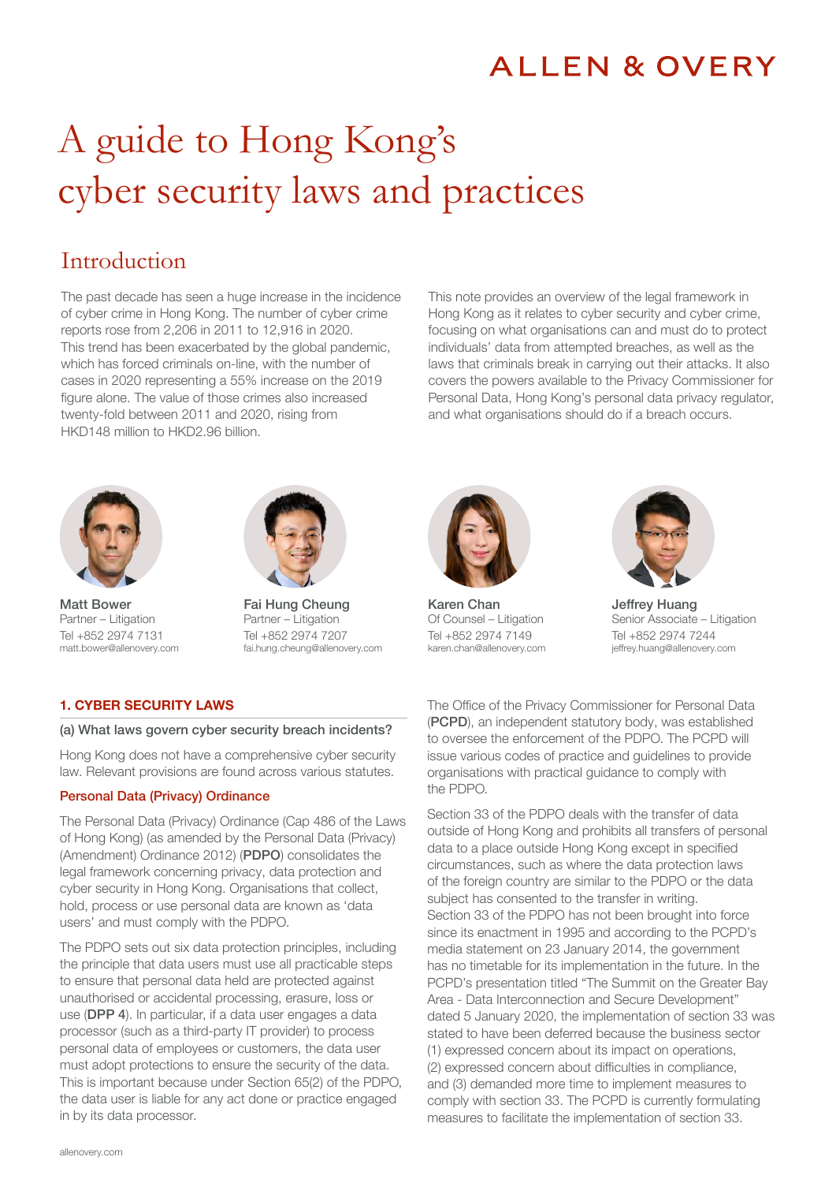ALLEN & OVERY

# A guide to Hong Kong's cyber security laws and practices

## Introduction

The past decade has seen a huge increase in the incidence of cyber crime in Hong Kong. The number of cyber crime reports rose from 2,206 in 2011 to 12,916 in 2020. This trend has been exacerbated by the global pandemic, which has forced criminals on-line, with the number of cases in 2020 representing a 55% increase on the 2019 figure alone. The value of those crimes also increased twenty-fold between 2011 and 2020, rising from HKD148 million to HKD2.96 billion.

This note provides an overview of the legal framework in Hong Kong as it relates to cyber security and cyber crime, focusing on what organisations can and must do to protect individuals' data from attempted breaches, as well as the laws that criminals break in carrying out their attacks. It also covers the powers available to the Privacy Commissioner for Personal Data, Hong Kong's personal data privacy regulator, and what organisations should do if a breach occurs.

**Matt Bower**
Partner – Litigation
Tel +852 2974 7131
matt.bower@allenovery.com

**Fai Hung Cheung**
Partner – Litigation
Tel +852 2974 7207
fai.hung.cheung@allenovery.com

**Karen Chan**
Of Counsel – Litigation
Tel +852 2974 7149
karen.chan@allenovery.com

**Jeffrey Huang**
Senior Associate – Litigation
Tel +852 2974 7244
jeffrey.huang@allenovery.com

## 1. CYBER SECURITY LAWS

### (a) What laws govern cyber security breach incidents?

Hong Kong does not have a comprehensive cyber security law. Relevant provisions are found across various statutes.

#### Personal Data (Privacy) Ordinance

The Personal Data (Privacy) Ordinance (Cap 486 of the Laws of Hong Kong) (as amended by the Personal Data (Privacy) (Amendment) Ordinance 2012) (**PDPO**) consolidates the legal framework concerning privacy, data protection and cyber security in Hong Kong. Organisations that collect, hold, process or use personal data are known as 'data users' and must comply with the PDPO.

The PDPO sets out six data protection principles, including the principle that data users must use all practicable steps to ensure that personal data held are protected against unauthorised or accidental processing, erasure, loss or use (**DPP 4**). In particular, if a data user engages a data processor (such as a third-party IT provider) to process personal data of employees or customers, the data user must adopt protections to ensure the security of the data. This is important because under Section 65(2) of the PDPO, the data user is liable for any act done or practice engaged in by its data processor.

The Office of the Privacy Commissioner for Personal Data (**PCPD**), an independent statutory body, was established to oversee the enforcement of the PDPO. The PCPD will issue various codes of practice and guidelines to provide organisations with practical guidance to comply with the PDPO.

Section 33 of the PDPO deals with the transfer of data outside of Hong Kong and prohibits all transfers of personal data to a place outside Hong Kong except in specified circumstances, such as where the data protection laws of the foreign country are similar to the PDPO or the data subject has consented to the transfer in writing. Section 33 of the PDPO has not been brought into force since its enactment in 1995 and according to the PCPD's media statement on 23 January 2014, the government has no timetable for its implementation in the future. In the PCPD's presentation titled "The Summit on the Greater Bay Area - Data Interconnection and Secure Development" dated 5 January 2020, the implementation of section 33 was stated to have been deferred because the business sector (1) expressed concern about its impact on operations, (2) expressed concern about difficulties in compliance, and (3) demanded more time to implement measures to comply with section 33. The PCPD is currently formulating measures to facilitate the implementation of section 33.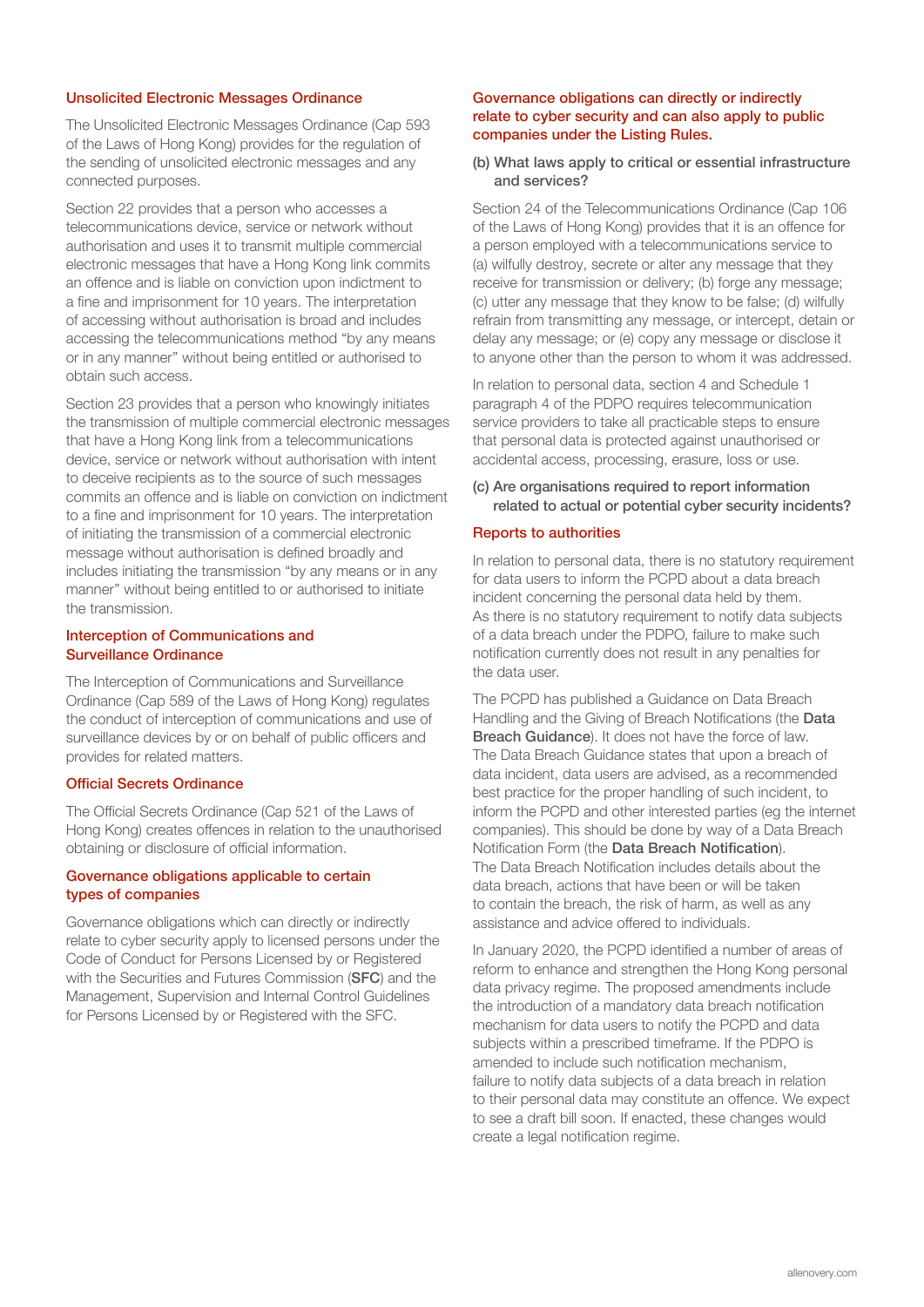### Unsolicited Electronic Messages Ordinance

The Unsolicited Electronic Messages Ordinance (Cap 593 of the Laws of Hong Kong) provides for the regulation of the sending of unsolicited electronic messages and any connected purposes.

Section 22 provides that a person who accesses a telecommunications device, service or network without authorisation and uses it to transmit multiple commercial electronic messages that have a Hong Kong link commits an offence and is liable on conviction upon indictment to a fine and imprisonment for 10 years. The interpretation of accessing without authorisation is broad and includes accessing the telecommunications method "by any means or in any manner" without being entitled or authorised to obtain such access.

Section 23 provides that a person who knowingly initiates the transmission of multiple commercial electronic messages that have a Hong Kong link from a telecommunications device, service or network without authorisation with intent to deceive recipients as to the source of such messages commits an offence and is liable on conviction on indictment to a fine and imprisonment for 10 years. The interpretation of initiating the transmission of a commercial electronic message without authorisation is defined broadly and includes initiating the transmission "by any means or in any manner" without being entitled to or authorised to initiate the transmission.

### Interception of Communications and Surveillance Ordinance

The Interception of Communications and Surveillance Ordinance (Cap 589 of the Laws of Hong Kong) regulates the conduct of interception of communications and use of surveillance devices by or on behalf of public officers and provides for related matters.

### Official Secrets Ordinance

The Official Secrets Ordinance (Cap 521 of the Laws of Hong Kong) creates offences in relation to the unauthorised obtaining or disclosure of official information.

### Governance obligations applicable to certain types of companies

Governance obligations which can directly or indirectly relate to cyber security apply to licensed persons under the Code of Conduct for Persons Licensed by or Registered with the Securities and Futures Commission (**SFC**) and the Management, Supervision and Internal Control Guidelines for Persons Licensed by or Registered with the SFC.

### Governance obligations can directly or indirectly relate to cyber security and can also apply to public companies under the Listing Rules.

#### (b) What laws apply to critical or essential infrastructure and services?

Section 24 of the Telecommunications Ordinance (Cap 106 of the Laws of Hong Kong) provides that it is an offence for a person employed with a telecommunications service to (a) wilfully destroy, secrete or alter any message that they receive for transmission or delivery; (b) forge any message; (c) utter any message that they know to be false; (d) wilfully refrain from transmitting any message, or intercept, detain or delay any message; or (e) copy any message or disclose it to anyone other than the person to whom it was addressed.

In relation to personal data, section 4 and Schedule 1 paragraph 4 of the PDPO requires telecommunication service providers to take all practicable steps to ensure that personal data is protected against unauthorised or accidental access, processing, erasure, loss or use.

#### (c) Are organisations required to report information related to actual or potential cyber security incidents?

### Reports to authorities

In relation to personal data, there is no statutory requirement for data users to inform the PCPD about a data breach incident concerning the personal data held by them. As there is no statutory requirement to notify data subjects of a data breach under the PDPO, failure to make such notification currently does not result in any penalties for the data user.

The PCPD has published a Guidance on Data Breach Handling and the Giving of Breach Notifications (the **Data Breach Guidance**). It does not have the force of law. The Data Breach Guidance states that upon a breach of data incident, data users are advised, as a recommended best practice for the proper handling of such incident, to inform the PCPD and other interested parties (eg the internet companies). This should be done by way of a Data Breach Notification Form (the **Data Breach Notification**). The Data Breach Notification includes details about the data breach, actions that have been or will be taken to contain the breach, the risk of harm, as well as any assistance and advice offered to individuals.

In January 2020, the PCPD identified a number of areas of reform to enhance and strengthen the Hong Kong personal data privacy regime. The proposed amendments include the introduction of a mandatory data breach notification mechanism for data users to notify the PCPD and data subjects within a prescribed timeframe. If the PDPO is amended to include such notification mechanism, failure to notify data subjects of a data breach in relation to their personal data may constitute an offence. We expect to see a draft bill soon. If enacted, these changes would create a legal notification regime.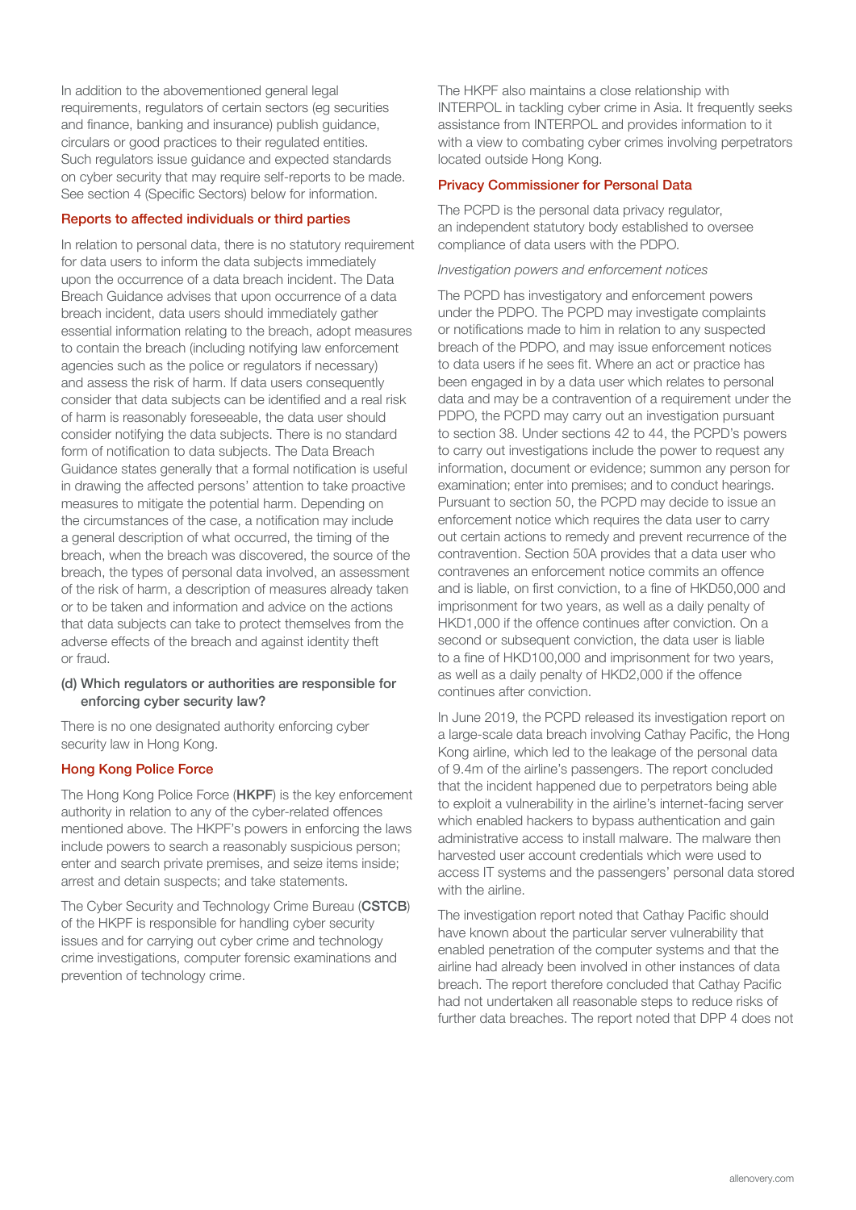In addition to the abovementioned general legal requirements, regulators of certain sectors (eg securities and finance, banking and insurance) publish guidance, circulars or good practices to their regulated entities. Such regulators issue guidance and expected standards on cyber security that may require self-reports to be made. See section 4 (Specific Sectors) below for information.

### Reports to affected individuals or third parties

In relation to personal data, there is no statutory requirement for data users to inform the data subjects immediately upon the occurrence of a data breach incident. The Data Breach Guidance advises that upon occurrence of a data breach incident, data users should immediately gather essential information relating to the breach, adopt measures to contain the breach (including notifying law enforcement agencies such as the police or regulators if necessary) and assess the risk of harm. If data users consequently consider that data subjects can be identified and a real risk of harm is reasonably foreseeable, the data user should consider notifying the data subjects. There is no standard form of notification to data subjects. The Data Breach Guidance states generally that a formal notification is useful in drawing the affected persons' attention to take proactive measures to mitigate the potential harm. Depending on the circumstances of the case, a notification may include a general description of what occurred, the timing of the breach, when the breach was discovered, the source of the breach, the types of personal data involved, an assessment of the risk of harm, a description of measures already taken or to be taken and information and advice on the actions that data subjects can take to protect themselves from the adverse effects of the breach and against identity theft or fraud.

### (d) Which regulators or authorities are responsible for enforcing cyber security law?

There is no one designated authority enforcing cyber security law in Hong Kong.

### Hong Kong Police Force

The Hong Kong Police Force (**HKPF**) is the key enforcement authority in relation to any of the cyber-related offences mentioned above. The HKPF's powers in enforcing the laws include powers to search a reasonably suspicious person; enter and search private premises, and seize items inside; arrest and detain suspects; and take statements.

The Cyber Security and Technology Crime Bureau (**CSTCB**) of the HKPF is responsible for handling cyber security issues and for carrying out cyber crime and technology crime investigations, computer forensic examinations and prevention of technology crime.

The HKPF also maintains a close relationship with INTERPOL in tackling cyber crime in Asia. It frequently seeks assistance from INTERPOL and provides information to it with a view to combating cyber crimes involving perpetrators located outside Hong Kong.

### Privacy Commissioner for Personal Data

The PCPD is the personal data privacy regulator, an independent statutory body established to oversee compliance of data users with the PDPO.

*Investigation powers and enforcement notices*

The PCPD has investigatory and enforcement powers under the PDPO. The PCPD may investigate complaints or notifications made to him in relation to any suspected breach of the PDPO, and may issue enforcement notices to data users if he sees fit. Where an act or practice has been engaged in by a data user which relates to personal data and may be a contravention of a requirement under the PDPO, the PCPD may carry out an investigation pursuant to section 38. Under sections 42 to 44, the PCPD's powers to carry out investigations include the power to request any information, document or evidence; summon any person for examination; enter into premises; and to conduct hearings. Pursuant to section 50, the PCPD may decide to issue an enforcement notice which requires the data user to carry out certain actions to remedy and prevent recurrence of the contravention. Section 50A provides that a data user who contravenes an enforcement notice commits an offence and is liable, on first conviction, to a fine of HKD50,000 and imprisonment for two years, as well as a daily penalty of HKD1,000 if the offence continues after conviction. On a second or subsequent conviction, the data user is liable to a fine of HKD100,000 and imprisonment for two years, as well as a daily penalty of HKD2,000 if the offence continues after conviction.

In June 2019, the PCPD released its investigation report on a large-scale data breach involving Cathay Pacific, the Hong Kong airline, which led to the leakage of the personal data of 9.4m of the airline's passengers. The report concluded that the incident happened due to perpetrators being able to exploit a vulnerability in the airline's internet-facing server which enabled hackers to bypass authentication and gain administrative access to install malware. The malware then harvested user account credentials which were used to access IT systems and the passengers' personal data stored with the airline.

The investigation report noted that Cathay Pacific should have known about the particular server vulnerability that enabled penetration of the computer systems and that the airline had already been involved in other instances of data breach. The report therefore concluded that Cathay Pacific had not undertaken all reasonable steps to reduce risks of further data breaches. The report noted that DPP 4 does not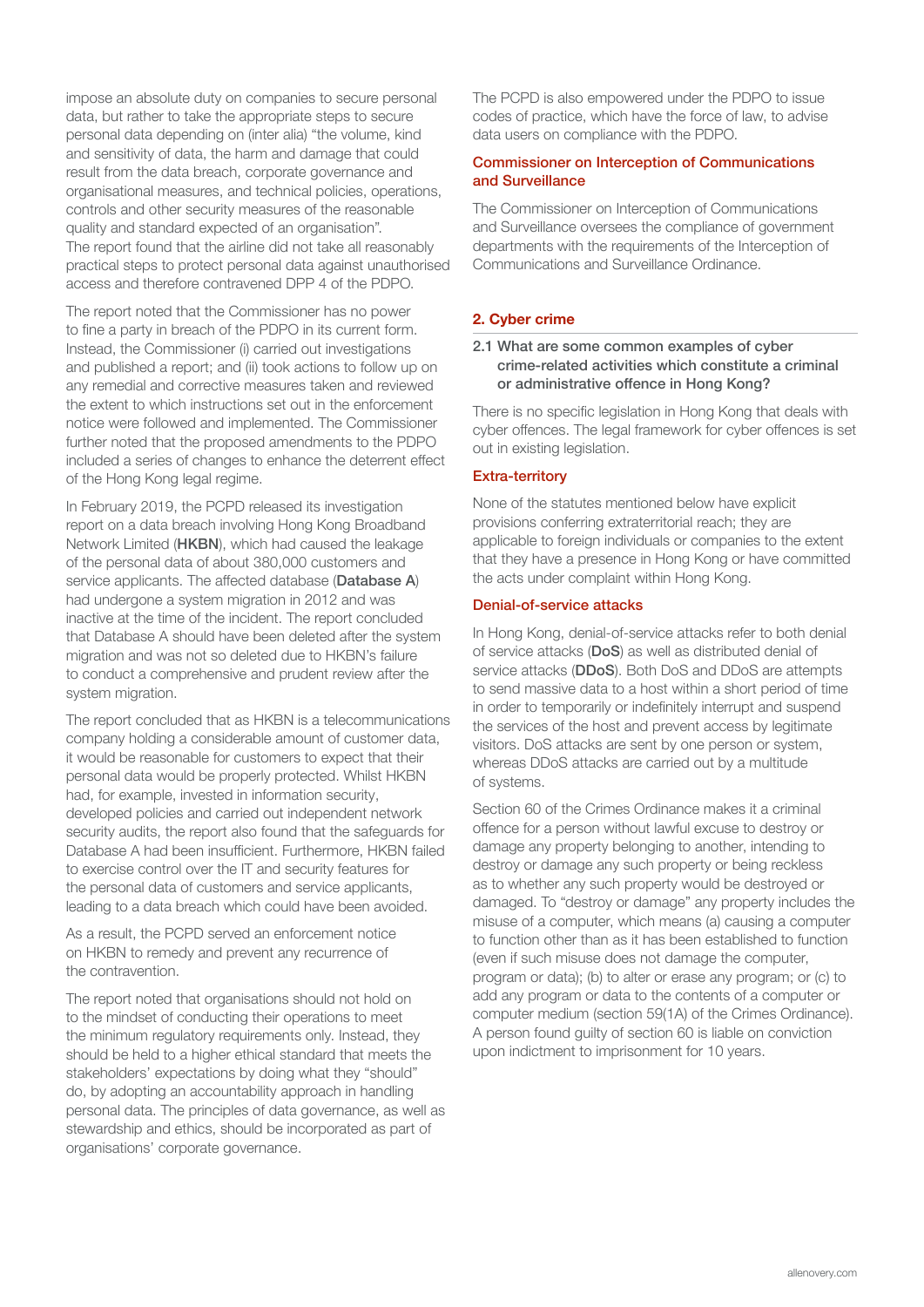impose an absolute duty on companies to secure personal data, but rather to take the appropriate steps to secure personal data depending on (inter alia) "the volume, kind and sensitivity of data, the harm and damage that could result from the data breach, corporate governance and organisational measures, and technical policies, operations, controls and other security measures of the reasonable quality and standard expected of an organisation". The report found that the airline did not take all reasonably practical steps to protect personal data against unauthorised access and therefore contravened DPP 4 of the PDPO.

The report noted that the Commissioner has no power to fine a party in breach of the PDPO in its current form. Instead, the Commissioner (i) carried out investigations and published a report; and (ii) took actions to follow up on any remedial and corrective measures taken and reviewed the extent to which instructions set out in the enforcement notice were followed and implemented. The Commissioner further noted that the proposed amendments to the PDPO included a series of changes to enhance the deterrent effect of the Hong Kong legal regime.

In February 2019, the PCPD released its investigation report on a data breach involving Hong Kong Broadband Network Limited (**HKBN**), which had caused the leakage of the personal data of about 380,000 customers and service applicants. The affected database (**Database A**) had undergone a system migration in 2012 and was inactive at the time of the incident. The report concluded that Database A should have been deleted after the system migration and was not so deleted due to HKBN's failure to conduct a comprehensive and prudent review after the system migration.

The report concluded that as HKBN is a telecommunications company holding a considerable amount of customer data, it would be reasonable for customers to expect that their personal data would be properly protected. Whilst HKBN had, for example, invested in information security, developed policies and carried out independent network security audits, the report also found that the safeguards for Database A had been insufficient. Furthermore, HKBN failed to exercise control over the IT and security features for the personal data of customers and service applicants, leading to a data breach which could have been avoided.

As a result, the PCPD served an enforcement notice on HKBN to remedy and prevent any recurrence of the contravention.

The report noted that organisations should not hold on to the mindset of conducting their operations to meet the minimum regulatory requirements only. Instead, they should be held to a higher ethical standard that meets the stakeholders' expectations by doing what they "should" do, by adopting an accountability approach in handling personal data. The principles of data governance, as well as stewardship and ethics, should be incorporated as part of organisations' corporate governance.

The PCPD is also empowered under the PDPO to issue codes of practice, which have the force of law, to advise data users on compliance with the PDPO.

### Commissioner on Interception of Communications and Surveillance

The Commissioner on Interception of Communications and Surveillance oversees the compliance of government departments with the requirements of the Interception of Communications and Surveillance Ordinance.

## 2. Cyber crime

### 2.1 What are some common examples of cyber crime-related activities which constitute a criminal or administrative offence in Hong Kong?

There is no specific legislation in Hong Kong that deals with cyber offences. The legal framework for cyber offences is set out in existing legislation.

#### Extra-territory

None of the statutes mentioned below have explicit provisions conferring extraterritorial reach; they are applicable to foreign individuals or companies to the extent that they have a presence in Hong Kong or have committed the acts under complaint within Hong Kong.

#### Denial-of-service attacks

In Hong Kong, denial-of-service attacks refer to both denial of service attacks (**DoS**) as well as distributed denial of service attacks (**DDoS**). Both DoS and DDoS are attempts to send massive data to a host within a short period of time in order to temporarily or indefinitely interrupt and suspend the services of the host and prevent access by legitimate visitors. DoS attacks are sent by one person or system, whereas DDoS attacks are carried out by a multitude of systems.

Section 60 of the Crimes Ordinance makes it a criminal offence for a person without lawful excuse to destroy or damage any property belonging to another, intending to destroy or damage any such property or being reckless as to whether any such property would be destroyed or damaged. To "destroy or damage" any property includes the misuse of a computer, which means (a) causing a computer to function other than as it has been established to function (even if such misuse does not damage the computer, program or data); (b) to alter or erase any program; or (c) to add any program or data to the contents of a computer or computer medium (section 59(1A) of the Crimes Ordinance). A person found guilty of section 60 is liable on conviction upon indictment to imprisonment for 10 years.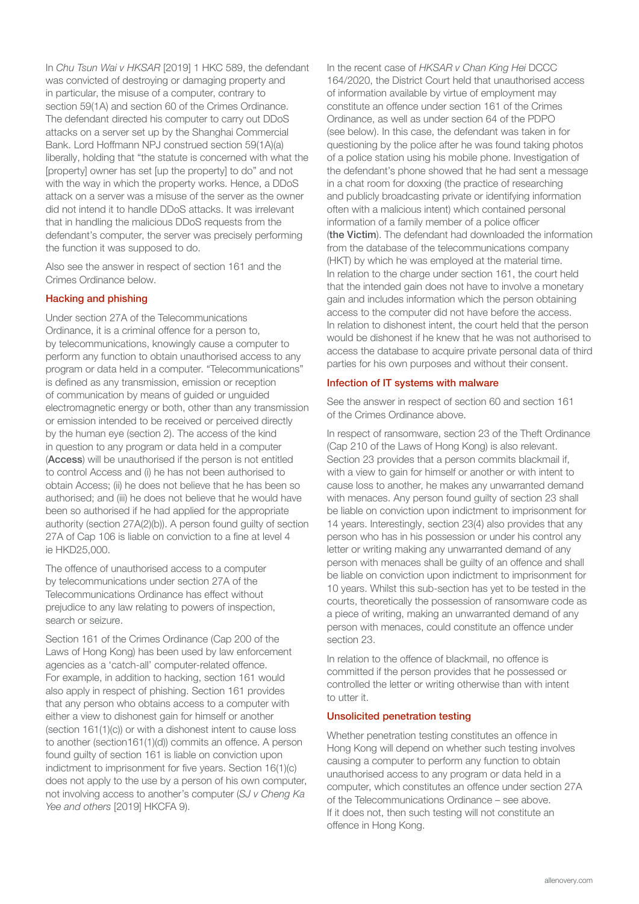In *Chu Tsun Wai v HKSAR* [2019] 1 HKC 589, the defendant was convicted of destroying or damaging property and in particular, the misuse of a computer, contrary to section 59(1A) and section 60 of the Crimes Ordinance. The defendant directed his computer to carry out DDoS attacks on a server set up by the Shanghai Commercial Bank. Lord Hoffmann NPJ construed section 59(1A)(a) liberally, holding that "the statute is concerned with what the [property] owner has set [up the property] to do" and not with the way in which the property works. Hence, a DDoS attack on a server was a misuse of the server as the owner did not intend it to handle DDoS attacks. It was irrelevant that in handling the malicious DDoS requests from the defendant's computer, the server was precisely performing the function it was supposed to do.

Also see the answer in respect of section 161 and the Crimes Ordinance below.

### Hacking and phishing

Under section 27A of the Telecommunications Ordinance, it is a criminal offence for a person to, by telecommunications, knowingly cause a computer to perform any function to obtain unauthorised access to any program or data held in a computer. "Telecommunications" is defined as any transmission, emission or reception of communication by means of guided or unguided electromagnetic energy or both, other than any transmission or emission intended to be received or perceived directly by the human eye (section 2). The access of the kind in question to any program or data held in a computer (**Access**) will be unauthorised if the person is not entitled to control Access and (i) he has not been authorised to obtain Access; (ii) he does not believe that he has been so authorised; and (iii) he does not believe that he would have been so authorised if he had applied for the appropriate authority (section 27A(2)(b)). A person found guilty of section 27A of Cap 106 is liable on conviction to a fine at level 4 ie HKD25,000.

The offence of unauthorised access to a computer by telecommunications under section 27A of the Telecommunications Ordinance has effect without prejudice to any law relating to powers of inspection, search or seizure.

Section 161 of the Crimes Ordinance (Cap 200 of the Laws of Hong Kong) has been used by law enforcement agencies as a 'catch-all' computer-related offence. For example, in addition to hacking, section 161 would also apply in respect of phishing. Section 161 provides that any person who obtains access to a computer with either a view to dishonest gain for himself or another (section 161(1)(c)) or with a dishonest intent to cause loss to another (section161(1)(d)) commits an offence. A person found guilty of section 161 is liable on conviction upon indictment to imprisonment for five years. Section 16(1)(c) does not apply to the use by a person of his own computer, not involving access to another's computer (*SJ v Cheng Ka Yee and others* [2019] HKCFA 9).

In the recent case of *HKSAR v Chan King Hei* DCCC 164/2020, the District Court held that unauthorised access of information available by virtue of employment may constitute an offence under section 161 of the Crimes Ordinance, as well as under section 64 of the PDPO (see below). In this case, the defendant was taken in for questioning by the police after he was found taking photos of a police station using his mobile phone. Investigation of the defendant's phone showed that he had sent a message in a chat room for doxxing (the practice of researching and publicly broadcasting private or identifying information often with a malicious intent) which contained personal information of a family member of a police officer (**the Victim**). The defendant had downloaded the information from the database of the telecommunications company (HKT) by which he was employed at the material time. In relation to the charge under section 161, the court held that the intended gain does not have to involve a monetary gain and includes information which the person obtaining access to the computer did not have before the access. In relation to dishonest intent, the court held that the person would be dishonest if he knew that he was not authorised to access the database to acquire private personal data of third parties for his own purposes and without their consent.

### Infection of IT systems with malware

See the answer in respect of section 60 and section 161 of the Crimes Ordinance above.

In respect of ransomware, section 23 of the Theft Ordinance (Cap 210 of the Laws of Hong Kong) is also relevant. Section 23 provides that a person commits blackmail if, with a view to gain for himself or another or with intent to cause loss to another, he makes any unwarranted demand with menaces. Any person found guilty of section 23 shall be liable on conviction upon indictment to imprisonment for 14 years. Interestingly, section 23(4) also provides that any person who has in his possession or under his control any letter or writing making any unwarranted demand of any person with menaces shall be guilty of an offence and shall be liable on conviction upon indictment to imprisonment for 10 years. Whilst this sub-section has yet to be tested in the courts, theoretically the possession of ransomware code as a piece of writing, making an unwarranted demand of any person with menaces, could constitute an offence under section 23.

In relation to the offence of blackmail, no offence is committed if the person provides that he possessed or controlled the letter or writing otherwise than with intent to utter it.

### Unsolicited penetration testing

Whether penetration testing constitutes an offence in Hong Kong will depend on whether such testing involves causing a computer to perform any function to obtain unauthorised access to any program or data held in a computer, which constitutes an offence under section 27A of the Telecommunications Ordinance – see above. If it does not, then such testing will not constitute an offence in Hong Kong.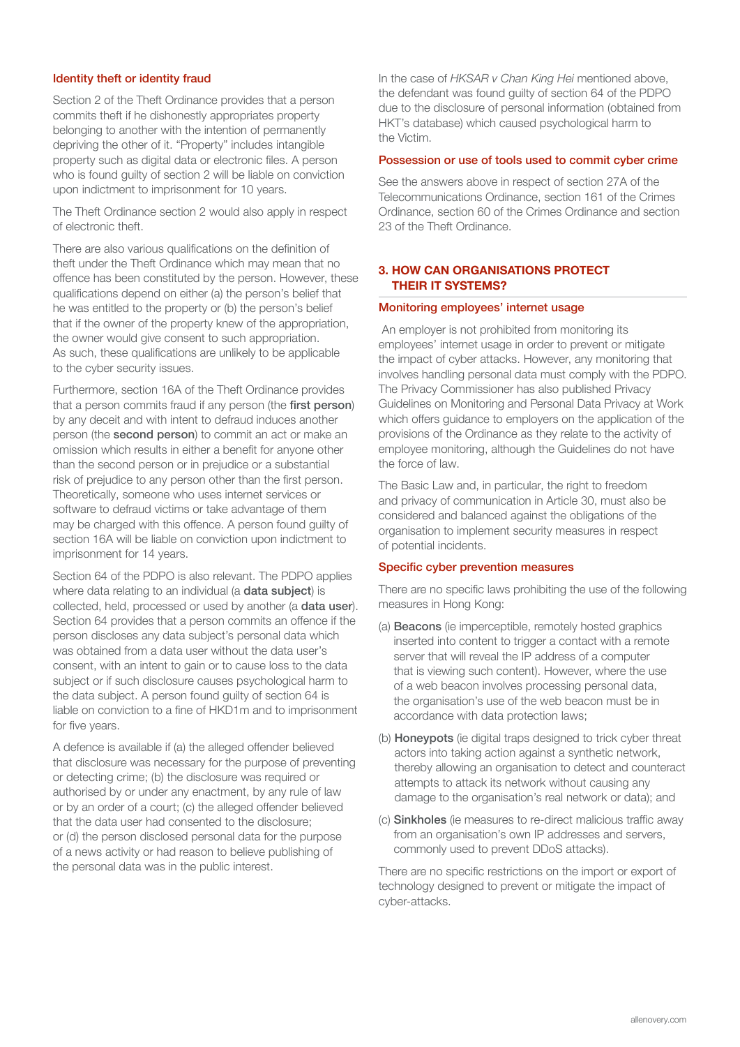### Identity theft or identity fraud

Section 2 of the Theft Ordinance provides that a person commits theft if he dishonestly appropriates property belonging to another with the intention of permanently depriving the other of it. "Property" includes intangible property such as digital data or electronic files. A person who is found guilty of section 2 will be liable on conviction upon indictment to imprisonment for 10 years.

The Theft Ordinance section 2 would also apply in respect of electronic theft.

There are also various qualifications on the definition of theft under the Theft Ordinance which may mean that no offence has been constituted by the person. However, these qualifications depend on either (a) the person's belief that he was entitled to the property or (b) the person's belief that if the owner of the property knew of the appropriation, the owner would give consent to such appropriation. As such, these qualifications are unlikely to be applicable to the cyber security issues.

Furthermore, section 16A of the Theft Ordinance provides that a person commits fraud if any person (the **first person**) by any deceit and with intent to defraud induces another person (the **second person**) to commit an act or make an omission which results in either a benefit for anyone other than the second person or in prejudice or a substantial risk of prejudice to any person other than the first person. Theoretically, someone who uses internet services or software to defraud victims or take advantage of them may be charged with this offence. A person found guilty of section 16A will be liable on conviction upon indictment to imprisonment for 14 years.

Section 64 of the PDPO is also relevant. The PDPO applies where data relating to an individual (a **data subject**) is collected, held, processed or used by another (a **data user**). Section 64 provides that a person commits an offence if the person discloses any data subject's personal data which was obtained from a data user without the data user's consent, with an intent to gain or to cause loss to the data subject or if such disclosure causes psychological harm to the data subject. A person found guilty of section 64 is liable on conviction to a fine of HKD1m and to imprisonment for five years.

A defence is available if (a) the alleged offender believed that disclosure was necessary for the purpose of preventing or detecting crime; (b) the disclosure was required or authorised by or under any enactment, by any rule of law or by an order of a court; (c) the alleged offender believed that the data user had consented to the disclosure; or (d) the person disclosed personal data for the purpose of a news activity or had reason to believe publishing of the personal data was in the public interest.

In the case of *HKSAR v Chan King Hei* mentioned above, the defendant was found guilty of section 64 of the PDPO due to the disclosure of personal information (obtained from HKT's database) which caused psychological harm to the Victim.

### Possession or use of tools used to commit cyber crime

See the answers above in respect of section 27A of the Telecommunications Ordinance, section 161 of the Crimes Ordinance, section 60 of the Crimes Ordinance and section 23 of the Theft Ordinance.

## 3. HOW CAN ORGANISATIONS PROTECT THEIR IT SYSTEMS?

### Monitoring employees' internet usage

An employer is not prohibited from monitoring its employees' internet usage in order to prevent or mitigate the impact of cyber attacks. However, any monitoring that involves handling personal data must comply with the PDPO. The Privacy Commissioner has also published Privacy Guidelines on Monitoring and Personal Data Privacy at Work which offers guidance to employers on the application of the provisions of the Ordinance as they relate to the activity of employee monitoring, although the Guidelines do not have the force of law.

The Basic Law and, in particular, the right to freedom and privacy of communication in Article 30, must also be considered and balanced against the obligations of the organisation to implement security measures in respect of potential incidents.

### Specific cyber prevention measures

There are no specific laws prohibiting the use of the following measures in Hong Kong:

(a) **Beacons** (ie imperceptible, remotely hosted graphics inserted into content to trigger a contact with a remote server that will reveal the IP address of a computer that is viewing such content). However, where the use of a web beacon involves processing personal data, the organisation's use of the web beacon must be in accordance with data protection laws;

(b) **Honeypots** (ie digital traps designed to trick cyber threat actors into taking action against a synthetic network, thereby allowing an organisation to detect and counteract attempts to attack its network without causing any damage to the organisation's real network or data); and

(c) **Sinkholes** (ie measures to re-direct malicious traffic away from an organisation's own IP addresses and servers, commonly used to prevent DDoS attacks).

There are no specific restrictions on the import or export of technology designed to prevent or mitigate the impact of cyber-attacks.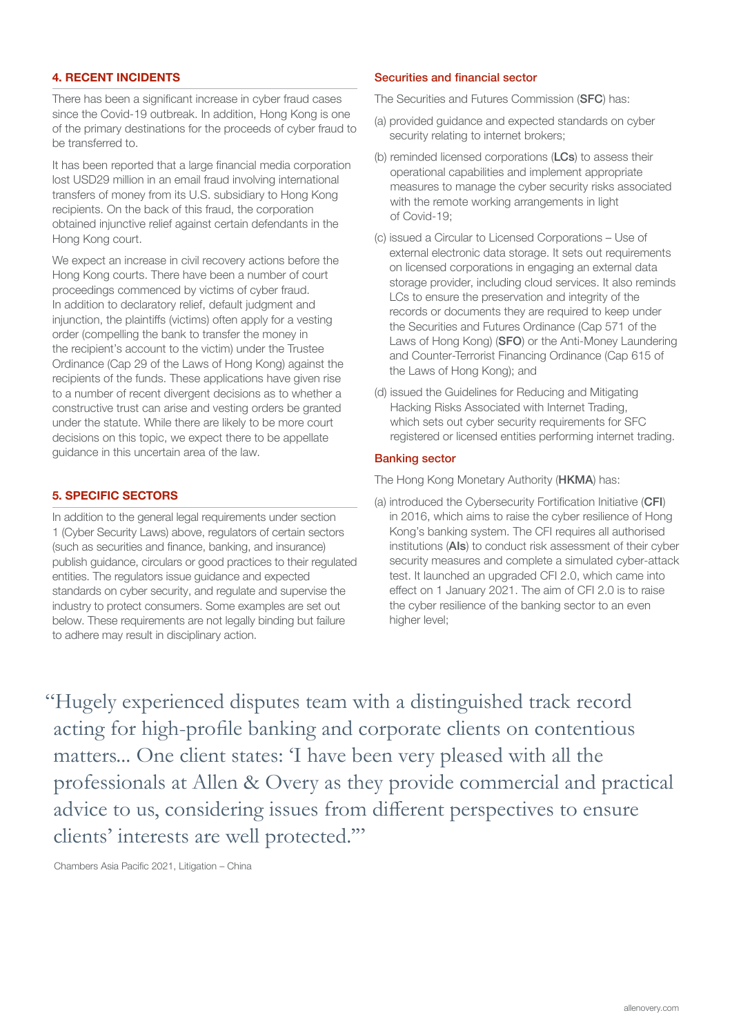## 4. RECENT INCIDENTS

There has been a significant increase in cyber fraud cases since the Covid-19 outbreak. In addition, Hong Kong is one of the primary destinations for the proceeds of cyber fraud to be transferred to.

It has been reported that a large financial media corporation lost USD29 million in an email fraud involving international transfers of money from its U.S. subsidiary to Hong Kong recipients. On the back of this fraud, the corporation obtained injunctive relief against certain defendants in the Hong Kong court.

We expect an increase in civil recovery actions before the Hong Kong courts. There have been a number of court proceedings commenced by victims of cyber fraud. In addition to declaratory relief, default judgment and injunction, the plaintiffs (victims) often apply for a vesting order (compelling the bank to transfer the money in the recipient's account to the victim) under the Trustee Ordinance (Cap 29 of the Laws of Hong Kong) against the recipients of the funds. These applications have given rise to a number of recent divergent decisions as to whether a constructive trust can arise and vesting orders be granted under the statute. While there are likely to be more court decisions on this topic, we expect there to be appellate guidance in this uncertain area of the law.

## 5. SPECIFIC SECTORS

In addition to the general legal requirements under section 1 (Cyber Security Laws) above, regulators of certain sectors (such as securities and finance, banking, and insurance) publish guidance, circulars or good practices to their regulated entities. The regulators issue guidance and expected standards on cyber security, and regulate and supervise the industry to protect consumers. Some examples are set out below. These requirements are not legally binding but failure to adhere may result in disciplinary action.

### Securities and financial sector

The Securities and Futures Commission (**SFC**) has:

(a) provided guidance and expected standards on cyber security relating to internet brokers;

(b) reminded licensed corporations (**LCs**) to assess their operational capabilities and implement appropriate measures to manage the cyber security risks associated with the remote working arrangements in light of Covid-19;

(c) issued a Circular to Licensed Corporations – Use of external electronic data storage. It sets out requirements on licensed corporations in engaging an external data storage provider, including cloud services. It also reminds LCs to ensure the preservation and integrity of the records or documents they are required to keep under the Securities and Futures Ordinance (Cap 571 of the Laws of Hong Kong) (**SFO**) or the Anti-Money Laundering and Counter-Terrorist Financing Ordinance (Cap 615 of the Laws of Hong Kong); and

(d) issued the Guidelines for Reducing and Mitigating Hacking Risks Associated with Internet Trading, which sets out cyber security requirements for SFC registered or licensed entities performing internet trading.

### Banking sector

The Hong Kong Monetary Authority (**HKMA**) has:

(a) introduced the Cybersecurity Fortification Initiative (**CFI**) in 2016, which aims to raise the cyber resilience of Hong Kong's banking system. The CFI requires all authorised institutions (**AIs**) to conduct risk assessment of their cyber security measures and complete a simulated cyber-attack test. It launched an upgraded CFI 2.0, which came into effect on 1 January 2021. The aim of CFI 2.0 is to raise the cyber resilience of the banking sector to an even higher level;

> "Hugely experienced disputes team with a distinguished track record acting for high-profile banking and corporate clients on contentious matters... One client states: 'I have been very pleased with all the professionals at Allen & Overy as they provide commercial and practical advice to us, considering issues from different perspectives to ensure clients' interests are well protected.'"

Chambers Asia Pacific 2021, Litigation – China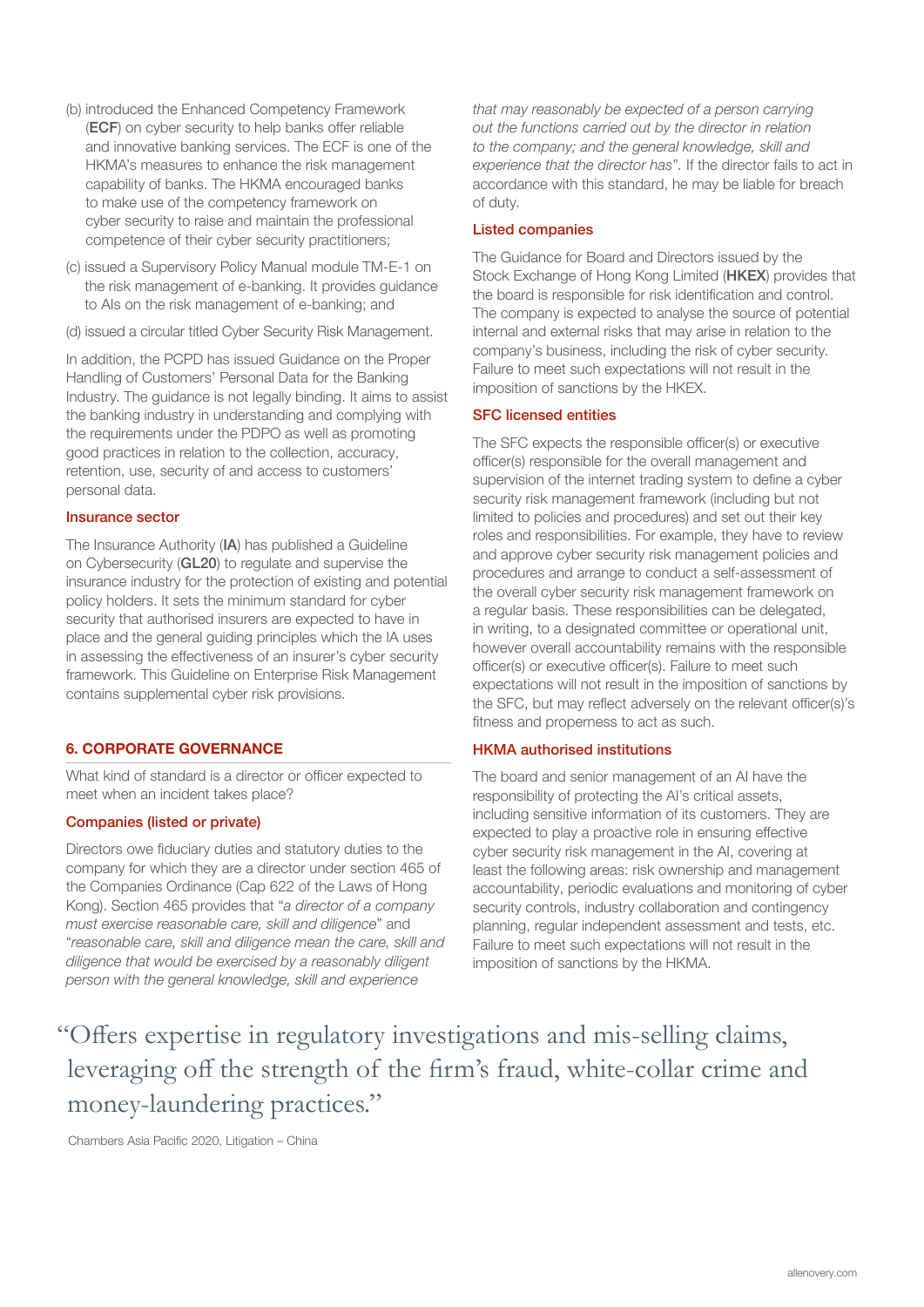(b) introduced the Enhanced Competency Framework (**ECF**) on cyber security to help banks offer reliable and innovative banking services. The ECF is one of the HKMA's measures to enhance the risk management capability of banks. The HKMA encouraged banks to make use of the competency framework on cyber security to raise and maintain the professional competence of their cyber security practitioners;

(c) issued a Supervisory Policy Manual module TM-E-1 on the risk management of e-banking. It provides guidance to AIs on the risk management of e-banking; and

(d) issued a circular titled Cyber Security Risk Management.

In addition, the PCPD has issued Guidance on the Proper Handling of Customers' Personal Data for the Banking Industry. The guidance is not legally binding. It aims to assist the banking industry in understanding and complying with the requirements under the PDPO as well as promoting good practices in relation to the collection, accuracy, retention, use, security of and access to customers' personal data.

### Insurance sector

The Insurance Authority (**IA**) has published a Guideline on Cybersecurity (**GL20**) to regulate and supervise the insurance industry for the protection of existing and potential policy holders. It sets the minimum standard for cyber security that authorised insurers are expected to have in place and the general guiding principles which the IA uses in assessing the effectiveness of an insurer's cyber security framework. This Guideline on Enterprise Risk Management contains supplemental cyber risk provisions.

## 6. CORPORATE GOVERNANCE

What kind of standard is a director or officer expected to meet when an incident takes place?

### Companies (listed or private)

Directors owe fiduciary duties and statutory duties to the company for which they are a director under section 465 of the Companies Ordinance (Cap 622 of the Laws of Hong Kong). Section 465 provides that "*a director of a company must exercise reasonable care, skill and diligence*" and "*reasonable care, skill and diligence mean the care, skill and diligence that would be exercised by a reasonably diligent person with the general knowledge, skill and experience that may reasonably be expected of a person carrying out the functions carried out by the director in relation to the company; and the general knowledge, skill and experience that the director has*". If the director fails to act in accordance with this standard, he may be liable for breach of duty.

### Listed companies

The Guidance for Board and Directors issued by the Stock Exchange of Hong Kong Limited (**HKEX**) provides that the board is responsible for risk identification and control. The company is expected to analyse the source of potential internal and external risks that may arise in relation to the company's business, including the risk of cyber security. Failure to meet such expectations will not result in the imposition of sanctions by the HKEX.

### SFC licensed entities

The SFC expects the responsible officer(s) or executive officer(s) responsible for the overall management and supervision of the internet trading system to define a cyber security risk management framework (including but not limited to policies and procedures) and set out their key roles and responsibilities. For example, they have to review and approve cyber security risk management policies and procedures and arrange to conduct a self-assessment of the overall cyber security risk management framework on a regular basis. These responsibilities can be delegated, in writing, to a designated committee or operational unit, however overall accountability remains with the responsible officer(s) or executive officer(s). Failure to meet such expectations will not result in the imposition of sanctions by the SFC, but may reflect adversely on the relevant officer(s)'s fitness and properness to act as such.

### HKMA authorised institutions

The board and senior management of an AI have the responsibility of protecting the AI's critical assets, including sensitive information of its customers. They are expected to play a proactive role in ensuring effective cyber security risk management in the AI, covering at least the following areas: risk ownership and management accountability, periodic evaluations and monitoring of cyber security controls, industry collaboration and contingency planning, regular independent assessment and tests, etc. Failure to meet such expectations will not result in the imposition of sanctions by the HKMA.

"Offers expertise in regulatory investigations and mis-selling claims, leveraging off the strength of the firm's fraud, white-collar crime and money-laundering practices."

Chambers Asia Pacific 2020, Litigation – China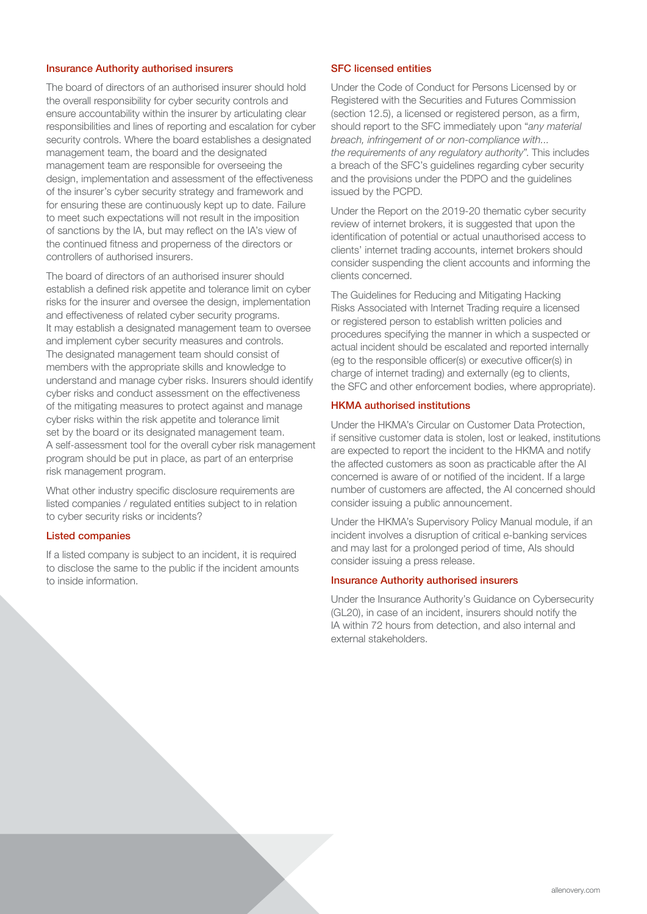### Insurance Authority authorised insurers

The board of directors of an authorised insurer should hold the overall responsibility for cyber security controls and ensure accountability within the insurer by articulating clear responsibilities and lines of reporting and escalation for cyber security controls. Where the board establishes a designated management team, the board and the designated management team are responsible for overseeing the design, implementation and assessment of the effectiveness of the insurer's cyber security strategy and framework and for ensuring these are continuously kept up to date. Failure to meet such expectations will not result in the imposition of sanctions by the IA, but may reflect on the IA's view of the continued fitness and properness of the directors or controllers of authorised insurers.

The board of directors of an authorised insurer should establish a defined risk appetite and tolerance limit on cyber risks for the insurer and oversee the design, implementation and effectiveness of related cyber security programs. It may establish a designated management team to oversee and implement cyber security measures and controls. The designated management team should consist of members with the appropriate skills and knowledge to understand and manage cyber risks. Insurers should identify cyber risks and conduct assessment on the effectiveness of the mitigating measures to protect against and manage cyber risks within the risk appetite and tolerance limit set by the board or its designated management team. A self-assessment tool for the overall cyber risk management program should be put in place, as part of an enterprise risk management program.

What other industry specific disclosure requirements are listed companies / regulated entities subject to in relation to cyber security risks or incidents?

### Listed companies

If a listed company is subject to an incident, it is required to disclose the same to the public if the incident amounts to inside information.

### SFC licensed entities

Under the Code of Conduct for Persons Licensed by or Registered with the Securities and Futures Commission (section 12.5), a licensed or registered person, as a firm, should report to the SFC immediately upon "*any material breach, infringement of or non-compliance with... the requirements of any regulatory authority*". This includes a breach of the SFC's guidelines regarding cyber security and the provisions under the PDPO and the guidelines issued by the PCPD.

Under the Report on the 2019-20 thematic cyber security review of internet brokers, it is suggested that upon the identification of potential or actual unauthorised access to clients' internet trading accounts, internet brokers should consider suspending the client accounts and informing the clients concerned.

The Guidelines for Reducing and Mitigating Hacking Risks Associated with Internet Trading require a licensed or registered person to establish written policies and procedures specifying the manner in which a suspected or actual incident should be escalated and reported internally (eg to the responsible officer(s) or executive officer(s) in charge of internet trading) and externally (eg to clients, the SFC and other enforcement bodies, where appropriate).

### HKMA authorised institutions

Under the HKMA's Circular on Customer Data Protection, if sensitive customer data is stolen, lost or leaked, institutions are expected to report the incident to the HKMA and notify the affected customers as soon as practicable after the AI concerned is aware of or notified of the incident. If a large number of customers are affected, the AI concerned should consider issuing a public announcement.

Under the HKMA's Supervisory Policy Manual module, if an incident involves a disruption of critical e-banking services and may last for a prolonged period of time, AIs should consider issuing a press release.

### Insurance Authority authorised insurers

Under the Insurance Authority's Guidance on Cybersecurity (GL20), in case of an incident, insurers should notify the IA within 72 hours from detection, and also internal and external stakeholders.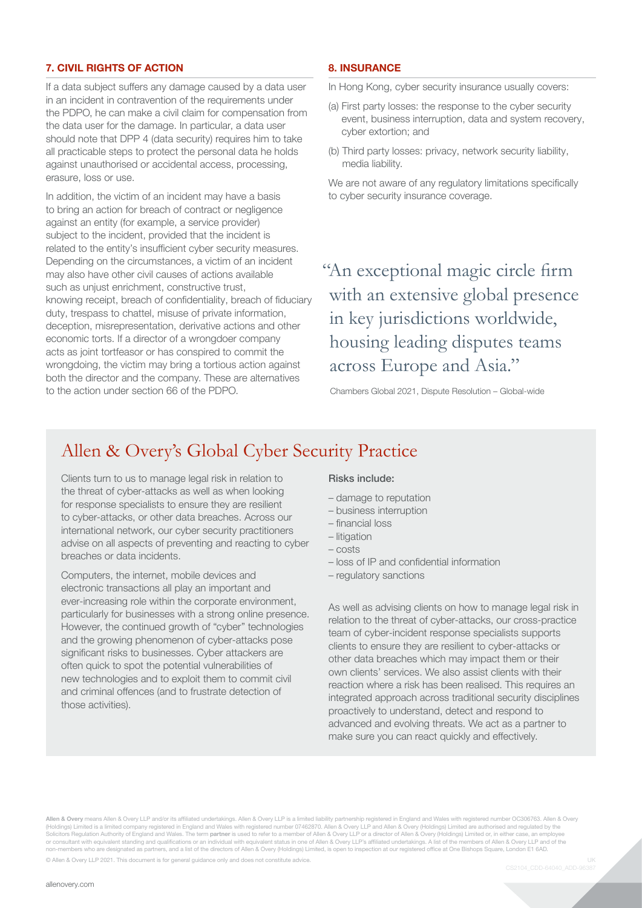### 7. CIVIL RIGHTS OF ACTION

If a data subject suffers any damage caused by a data user in an incident in contravention of the requirements under the PDPO, he can make a civil claim for compensation from the data user for the damage. In particular, a data user should note that DPP 4 (data security) requires him to take all practicable steps to protect the personal data he holds against unauthorised or accidental access, processing, erasure, loss or use.

In addition, the victim of an incident may have a basis to bring an action for breach of contract or negligence against an entity (for example, a service provider) subject to the incident, provided that the incident is related to the entity's insufficient cyber security measures. Depending on the circumstances, a victim of an incident may also have other civil causes of actions available such as unjust enrichment, constructive trust, knowing receipt, breach of confidentiality, breach of fiduciary duty, trespass to chattel, misuse of private information, deception, misrepresentation, derivative actions and other economic torts. If a director of a wrongdoer company acts as joint tortfeasor or has conspired to commit the wrongdoing, the victim may bring a tortious action against both the director and the company. These are alternatives to the action under section 66 of the PDPO.

### 8. INSURANCE

In Hong Kong, cyber security insurance usually covers:

(a) First party losses: the response to the cyber security event, business interruption, data and system recovery, cyber extortion; and

(b) Third party losses: privacy, network security liability, media liability.

We are not aware of any regulatory limitations specifically to cyber security insurance coverage.

> "An exceptional magic circle firm with an extensive global presence in key jurisdictions worldwide, housing leading disputes teams across Europe and Asia."
>
> Chambers Global 2021, Dispute Resolution – Global-wide

## Allen & Overy's Global Cyber Security Practice

Clients turn to us to manage legal risk in relation to the threat of cyber-attacks as well as when looking for response specialists to ensure they are resilient to cyber-attacks, or other data breaches. Across our international network, our cyber security practitioners advise on all aspects of preventing and reacting to cyber breaches or data incidents.

Computers, the internet, mobile devices and electronic transactions all play an important and ever-increasing role within the corporate environment, particularly for businesses with a strong online presence. However, the continued growth of "cyber" technologies and the growing phenomenon of cyber-attacks pose significant risks to businesses. Cyber attackers are often quick to spot the potential vulnerabilities of new technologies and to exploit them to commit civil and criminal offences (and to frustrate detection of those activities).

**Risks include:**

- damage to reputation
- business interruption
- financial loss
- litigation
- costs
- loss of IP and confidential information
- regulatory sanctions

As well as advising clients on how to manage legal risk in relation to the threat of cyber-attacks, our cross-practice team of cyber-incident response specialists supports clients to ensure they are resilient to cyber-attacks or other data breaches which may impact them or their own clients' services. We also assist clients with their reaction where a risk has been realised. This requires an integrated approach across traditional security disciplines proactively to understand, detect and respond to advanced and evolving threats. We act as a partner to make sure you can react quickly and effectively.

**Allen & Overy** means Allen & Overy LLP and/or its affiliated undertakings. Allen & Overy LLP is a limited liability partnership registered in England and Wales with registered number OC306763. Allen & Overy (Holdings) Limited is a limited company registered in England and Wales with registered number 07462870. Allen & Overy LLP and Allen & Overy (Holdings) Limited are authorised and regulated by the Solicitors Regulation Authority of England and Wales. The term **partner** is used to refer to a member of Allen & Overy LLP or a director of Allen & Overy (Holdings) Limited or, in either case, an employee or consultant with equivalent standing and qualifications or an individual with equivalent status in one of Allen & Overy LLP's affiliated undertakings. A list of the members of Allen & Overy LLP and of the non-members who are designated as partners, and a list of the directors of Allen & Overy (Holdings) Limited, is open to inspection at our registered office at One Bishops Square, London E1 6AD.

© Allen & Overy LLP 2021. This document is for general guidance only and does not constitute advice.

UK
CS2104_CDD-64040_ADD-96387

allenovery.com